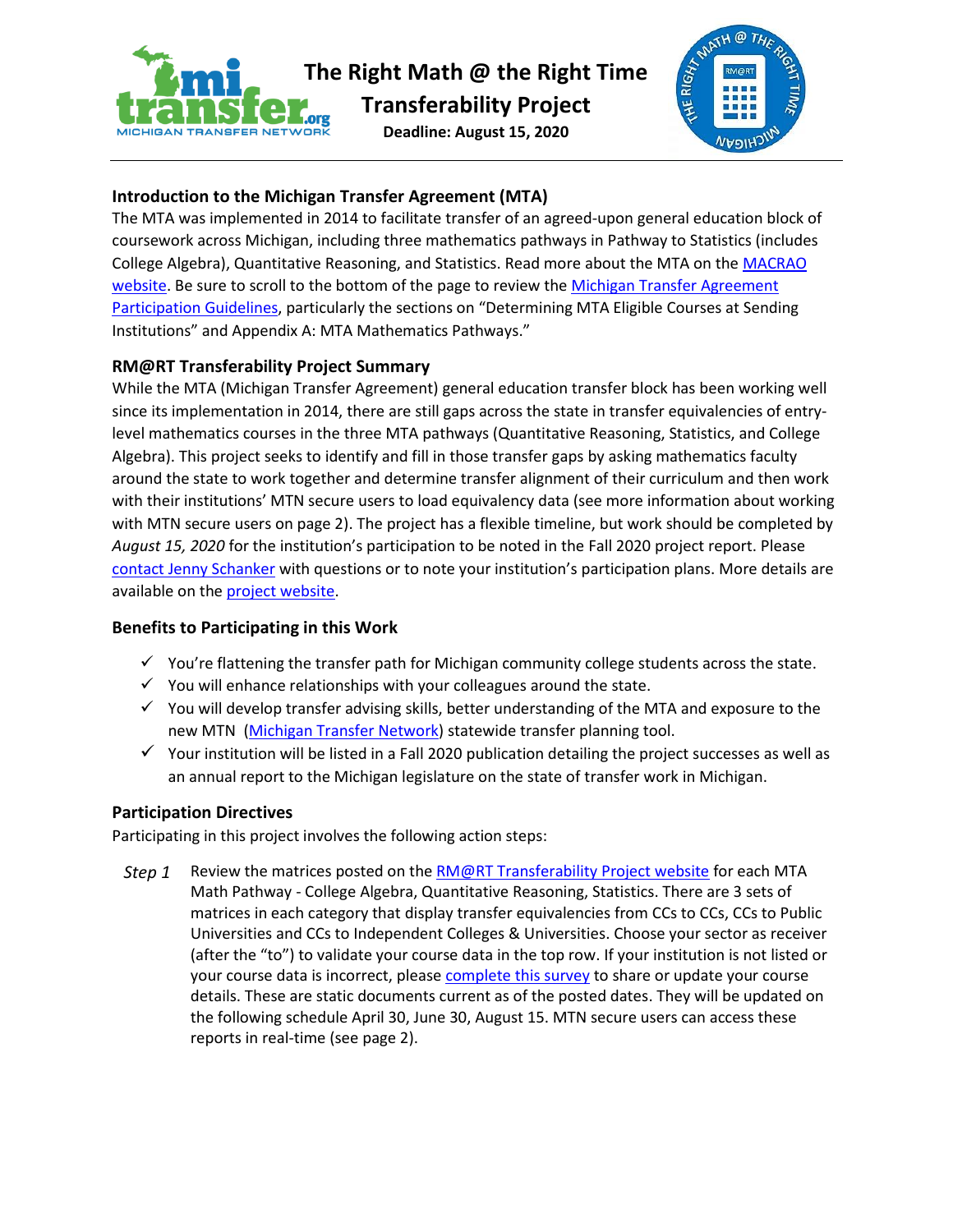# The Right Math @ the Right Time Transferability Project

**Deadline: August 15, 2020**

### Introduction to the Michigan Transfer Agreement (MTA)

The MTA was implemented in 2014 to facilitate transfer of an agreed-upon general education block of coursework across Michigan, including three mathematics pathways in Pathway to Statistics (includes College Algebra), Quantitative Reasoning, and Statistics. Read more about the MTA on the MACRAO website. Be sure to scroll to the bottom of the page to review the Michigan Transfer Agreement Participation Guidelines, particularly the sections on "Determining MTA Eligible Courses at Sending Institutions" and Appendix A: MTA Mathematics Pathways."

### RM@RT Transferability Project Summary

While the MTA (Michigan Transfer Agreement) general education transfer block has been working well since its implementation in 2014, there are still gaps across the state in transfer equivalencies of entry-level mathematics courses in the three MTA pathways (Quantitative Reasoning, Statistics, and College Algebra). This project seeks to identify and fill in those transfer gaps by asking mathematics faculty around the state to work together and determine transfer alignment of their curriculum and then work with their institutions' MTN secure users to load equivalency data (see more information about working with MTN secure users on page 2). The project has a flexible timeline, but work should be completed by *August 15, 2020* for the institution's participation to be noted in the Fall 2020 project report. Please contact Jenny Schanker with questions or to note your institution's participation plans. More details are available on the project website.

### Benefits to Participating in this Work

- ✓ You're flattening the transfer path for Michigan community college students across the state.
- ✓ You will enhance relationships with your colleagues around the state.
- ✓ You will develop transfer advising skills, better understanding of the MTA and exposure to the new MTN (Michigan Transfer Network) statewide transfer planning tool.
- ✓ Your institution will be listed in a Fall 2020 publication detailing the project successes as well as an annual report to the Michigan legislature on the state of transfer work in Michigan.

### Participation Directives

Participating in this project involves the following action steps:

*Step 1* Review the matrices posted on the RM@RT Transferability Project website for each MTA Math Pathway - College Algebra, Quantitative Reasoning, Statistics. There are 3 sets of matrices in each category that display transfer equivalencies from CCs to CCs, CCs to Public Universities and CCs to Independent Colleges & Universities. Choose your sector as receiver (after the "to") to validate your course data in the top row. If your institution is not listed or your course data is incorrect, please complete this survey to share or update your course details. These are static documents current as of the posted dates. They will be updated on the following schedule April 30, June 30, August 15. MTN secure users can access these reports in real-time (see page 2).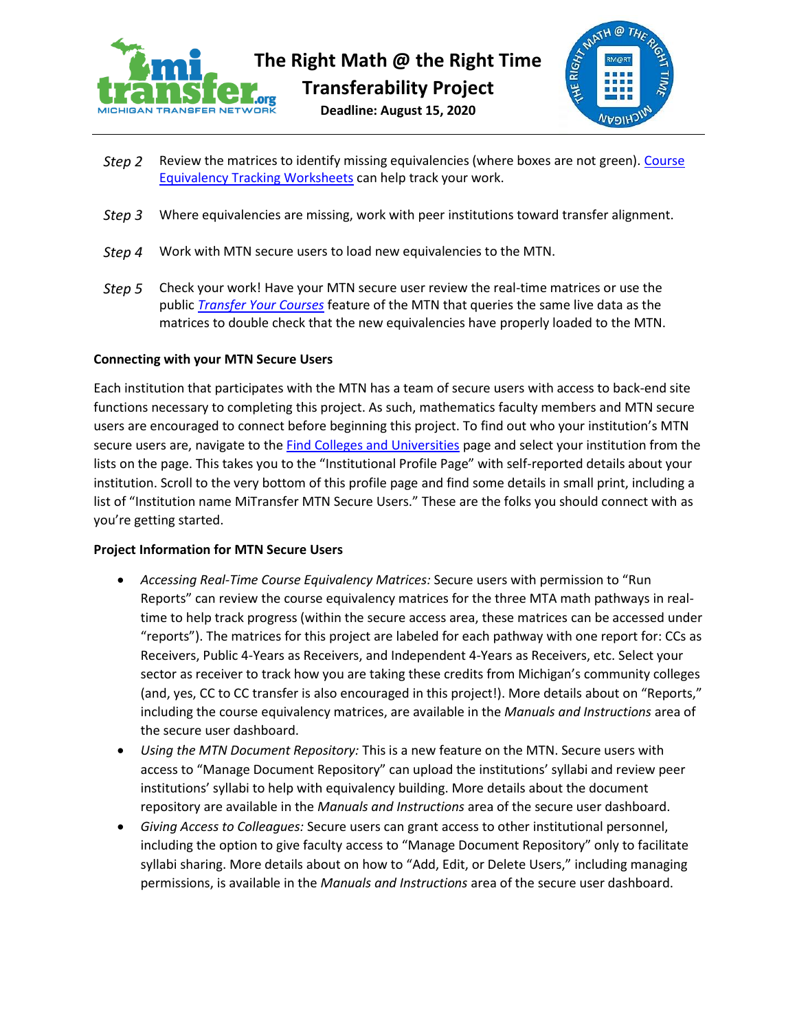*Step 2* Review the matrices to identify missing equivalencies (where boxes are not green). Course Equivalency Tracking Worksheets can help track your work.

*Step 3* Where equivalencies are missing, work with peer institutions toward transfer alignment.

*Step 4* Work with MTN secure users to load new equivalencies to the MTN.

*Step 5* Check your work! Have your MTN secure user review the real-time matrices or use the public *Transfer Your Courses* feature of the MTN that queries the same live data as the matrices to double check that the new equivalencies have properly loaded to the MTN.

**Connecting with your MTN Secure Users**

Each institution that participates with the MTN has a team of secure users with access to back-end site functions necessary to completing this project. As such, mathematics faculty members and MTN secure users are encouraged to connect before beginning this project. To find out who your institution's MTN secure users are, navigate to the Find Colleges and Universities page and select your institution from the lists on the page. This takes you to the "Institutional Profile Page" with self-reported details about your institution. Scroll to the very bottom of this profile page and find some details in small print, including a list of "Institution name MiTransfer MTN Secure Users." These are the folks you should connect with as you're getting started.

**Project Information for MTN Secure Users**

- *Accessing Real-Time Course Equivalency Matrices:* Secure users with permission to "Run Reports" can review the course equivalency matrices for the three MTA math pathways in real-time to help track progress (within the secure access area, these matrices can be accessed under "reports"). The matrices for this project are labeled for each pathway with one report for: CCs as Receivers, Public 4-Years as Receivers, and Independent 4-Years as Receivers, etc. Select your sector as receiver to track how you are taking these credits from Michigan's community colleges (and, yes, CC to CC transfer is also encouraged in this project!). More details about on "Reports," including the course equivalency matrices, are available in the *Manuals and Instructions* area of the secure user dashboard.
- *Using the MTN Document Repository:* This is a new feature on the MTN. Secure users with access to "Manage Document Repository" can upload the institutions' syllabi and review peer institutions' syllabi to help with equivalency building. More details about the document repository are available in the *Manuals and Instructions* area of the secure user dashboard.
- *Giving Access to Colleagues:* Secure users can grant access to other institutional personnel, including the option to give faculty access to "Manage Document Repository" only to facilitate syllabi sharing. More details about on how to "Add, Edit, or Delete Users," including managing permissions, is available in the *Manuals and Instructions* area of the secure user dashboard.